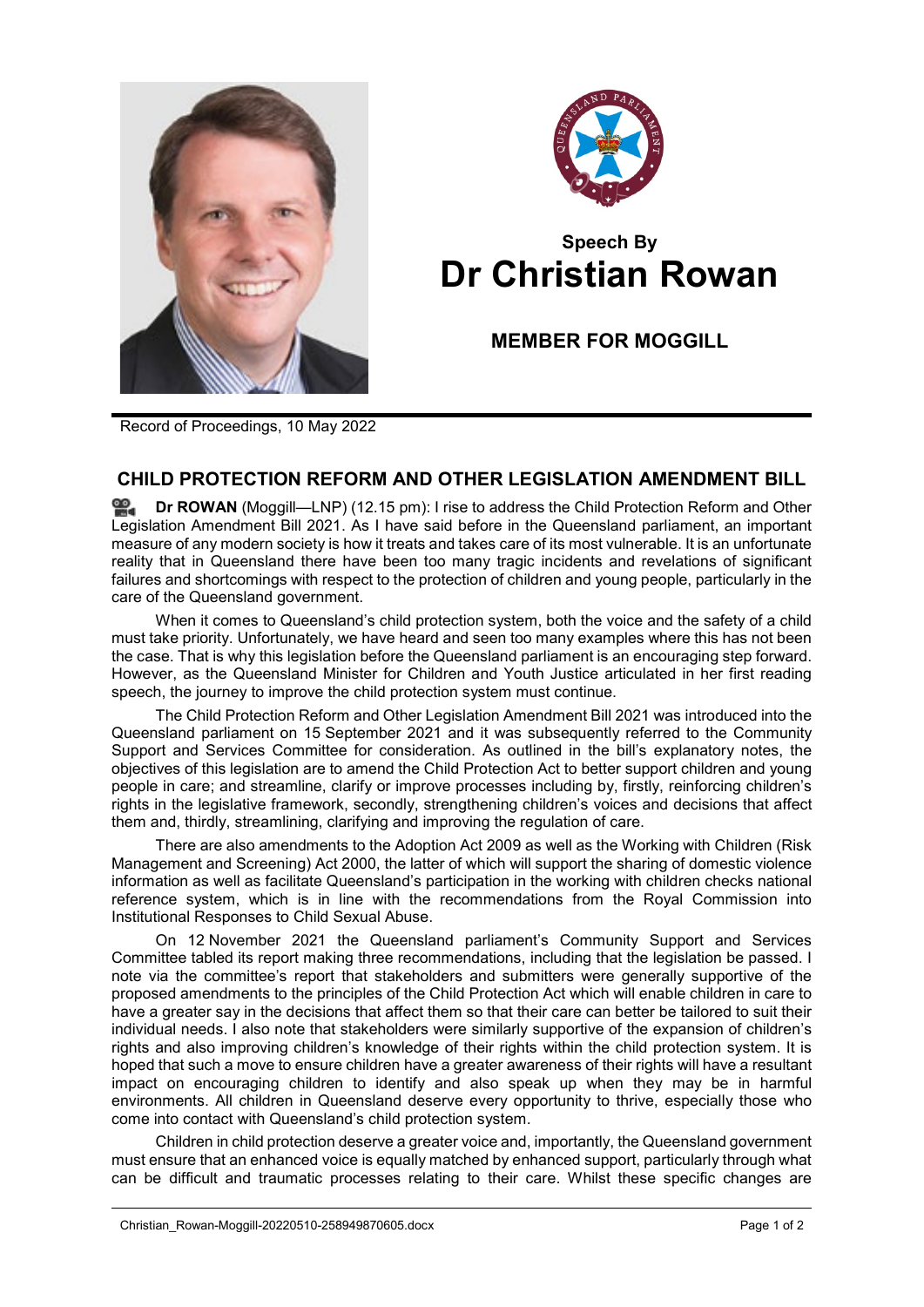## Speech By
# Dr Christian Rowan

### MEMBER FOR MOGGILL

Record of Proceedings, 10 May 2022

## CHILD PROTECTION REFORM AND OTHER LEGISLATION AMENDMENT BILL

**Dr ROWAN** (Moggill—LNP) (12.15 pm): I rise to address the Child Protection Reform and Other Legislation Amendment Bill 2021. As I have said before in the Queensland parliament, an important measure of any modern society is how it treats and takes care of its most vulnerable. It is an unfortunate reality that in Queensland there have been too many tragic incidents and revelations of significant failures and shortcomings with respect to the protection of children and young people, particularly in the care of the Queensland government.

When it comes to Queensland's child protection system, both the voice and the safety of a child must take priority. Unfortunately, we have heard and seen too many examples where this has not been the case. That is why this legislation before the Queensland parliament is an encouraging step forward. However, as the Queensland Minister for Children and Youth Justice articulated in her first reading speech, the journey to improve the child protection system must continue.

The Child Protection Reform and Other Legislation Amendment Bill 2021 was introduced into the Queensland parliament on 15 September 2021 and it was subsequently referred to the Community Support and Services Committee for consideration. As outlined in the bill's explanatory notes, the objectives of this legislation are to amend the Child Protection Act to better support children and young people in care; and streamline, clarify or improve processes including by, firstly, reinforcing children's rights in the legislative framework, secondly, strengthening children's voices and decisions that affect them and, thirdly, streamlining, clarifying and improving the regulation of care.

There are also amendments to the Adoption Act 2009 as well as the Working with Children (Risk Management and Screening) Act 2000, the latter of which will support the sharing of domestic violence information as well as facilitate Queensland's participation in the working with children checks national reference system, which is in line with the recommendations from the Royal Commission into Institutional Responses to Child Sexual Abuse.

On 12 November 2021 the Queensland parliament's Community Support and Services Committee tabled its report making three recommendations, including that the legislation be passed. I note via the committee's report that stakeholders and submitters were generally supportive of the proposed amendments to the principles of the Child Protection Act which will enable children in care to have a greater say in the decisions that affect them so that their care can better be tailored to suit their individual needs. I also note that stakeholders were similarly supportive of the expansion of children's rights and also improving children's knowledge of their rights within the child protection system. It is hoped that such a move to ensure children have a greater awareness of their rights will have a resultant impact on encouraging children to identify and also speak up when they may be in harmful environments. All children in Queensland deserve every opportunity to thrive, especially those who come into contact with Queensland's child protection system.

Children in child protection deserve a greater voice and, importantly, the Queensland government must ensure that an enhanced voice is equally matched by enhanced support, particularly through what can be difficult and traumatic processes relating to their care. Whilst these specific changes are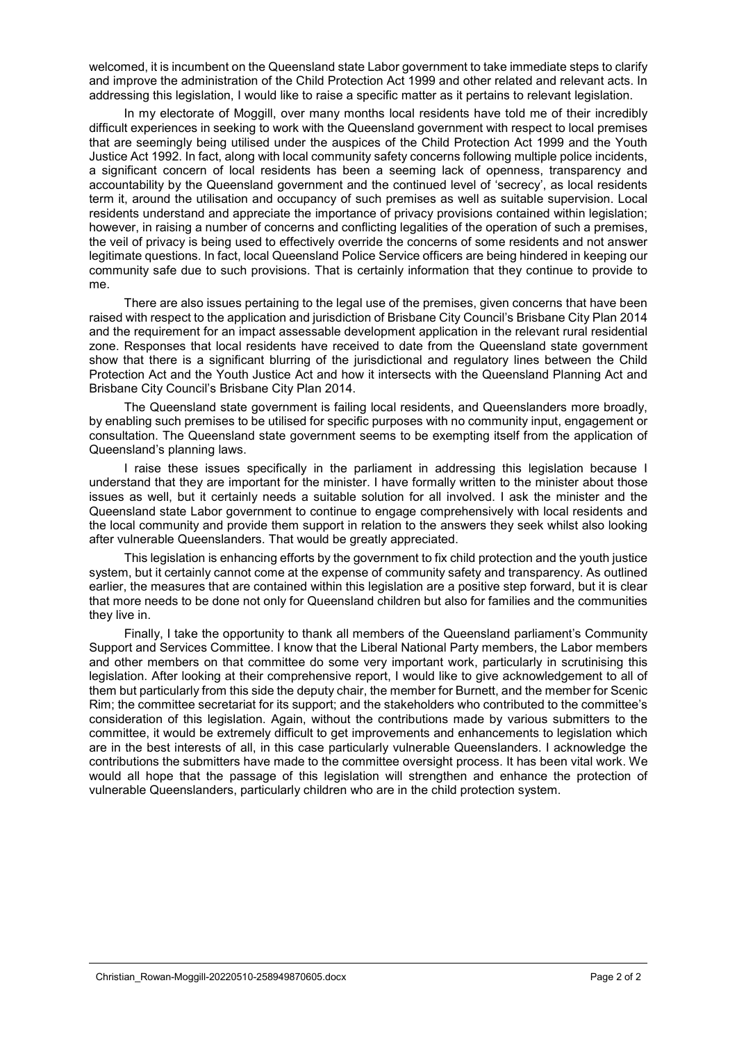welcomed, it is incumbent on the Queensland state Labor government to take immediate steps to clarify and improve the administration of the Child Protection Act 1999 and other related and relevant acts. In addressing this legislation, I would like to raise a specific matter as it pertains to relevant legislation.

In my electorate of Moggill, over many months local residents have told me of their incredibly difficult experiences in seeking to work with the Queensland government with respect to local premises that are seemingly being utilised under the auspices of the Child Protection Act 1999 and the Youth Justice Act 1992. In fact, along with local community safety concerns following multiple police incidents, a significant concern of local residents has been a seeming lack of openness, transparency and accountability by the Queensland government and the continued level of 'secrecy', as local residents term it, around the utilisation and occupancy of such premises as well as suitable supervision. Local residents understand and appreciate the importance of privacy provisions contained within legislation; however, in raising a number of concerns and conflicting legalities of the operation of such a premises, the veil of privacy is being used to effectively override the concerns of some residents and not answer legitimate questions. In fact, local Queensland Police Service officers are being hindered in keeping our community safe due to such provisions. That is certainly information that they continue to provide to me.

There are also issues pertaining to the legal use of the premises, given concerns that have been raised with respect to the application and jurisdiction of Brisbane City Council's Brisbane City Plan 2014 and the requirement for an impact assessable development application in the relevant rural residential zone. Responses that local residents have received to date from the Queensland state government show that there is a significant blurring of the jurisdictional and regulatory lines between the Child Protection Act and the Youth Justice Act and how it intersects with the Queensland Planning Act and Brisbane City Council's Brisbane City Plan 2014.

The Queensland state government is failing local residents, and Queenslanders more broadly, by enabling such premises to be utilised for specific purposes with no community input, engagement or consultation. The Queensland state government seems to be exempting itself from the application of Queensland's planning laws.

I raise these issues specifically in the parliament in addressing this legislation because I understand that they are important for the minister. I have formally written to the minister about those issues as well, but it certainly needs a suitable solution for all involved. I ask the minister and the Queensland state Labor government to continue to engage comprehensively with local residents and the local community and provide them support in relation to the answers they seek whilst also looking after vulnerable Queenslanders. That would be greatly appreciated.

This legislation is enhancing efforts by the government to fix child protection and the youth justice system, but it certainly cannot come at the expense of community safety and transparency. As outlined earlier, the measures that are contained within this legislation are a positive step forward, but it is clear that more needs to be done not only for Queensland children but also for families and the communities they live in.

Finally, I take the opportunity to thank all members of the Queensland parliament's Community Support and Services Committee. I know that the Liberal National Party members, the Labor members and other members on that committee do some very important work, particularly in scrutinising this legislation. After looking at their comprehensive report, I would like to give acknowledgement to all of them but particularly from this side the deputy chair, the member for Burnett, and the member for Scenic Rim; the committee secretariat for its support; and the stakeholders who contributed to the committee's consideration of this legislation. Again, without the contributions made by various submitters to the committee, it would be extremely difficult to get improvements and enhancements to legislation which are in the best interests of all, in this case particularly vulnerable Queenslanders. I acknowledge the contributions the submitters have made to the committee oversight process. It has been vital work. We would all hope that the passage of this legislation will strengthen and enhance the protection of vulnerable Queenslanders, particularly children who are in the child protection system.